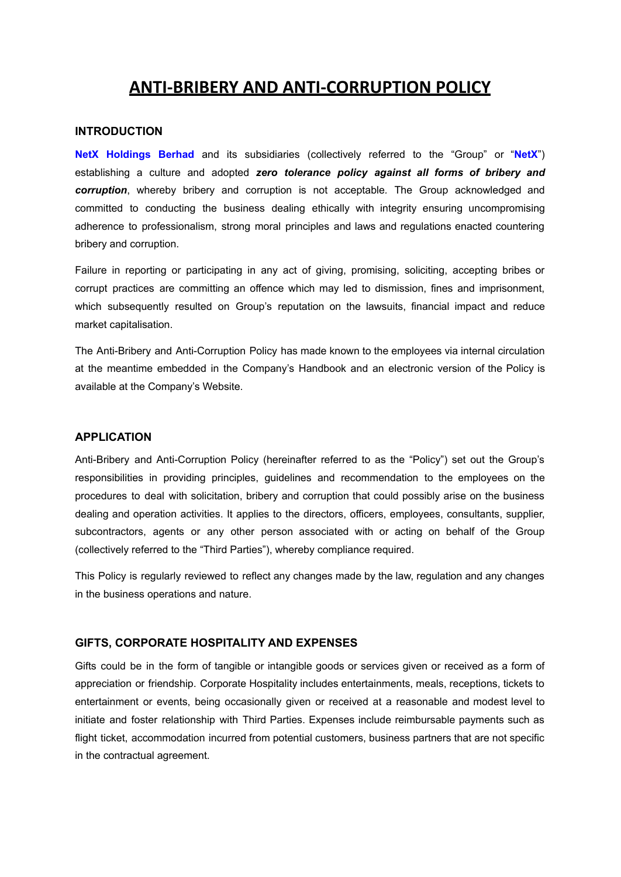# ANTI-BRIBERY AND ANTI-CORRUPTION POLICY

## INTRODUCTION

**NetX Holdings Berhad** and its subsidiaries (collectively referred to the "Group" or "**NetX**") establishing a culture and adopted ***zero tolerance policy against all forms of bribery and corruption***, whereby bribery and corruption is not acceptable. The Group acknowledged and committed to conducting the business dealing ethically with integrity ensuring uncompromising adherence to professionalism, strong moral principles and laws and regulations enacted countering bribery and corruption.

Failure in reporting or participating in any act of giving, promising, soliciting, accepting bribes or corrupt practices are committing an offence which may led to dismission, fines and imprisonment, which subsequently resulted on Group's reputation on the lawsuits, financial impact and reduce market capitalisation.

The Anti-Bribery and Anti-Corruption Policy has made known to the employees via internal circulation at the meantime embedded in the Company's Handbook and an electronic version of the Policy is available at the Company's Website.

## APPLICATION

Anti-Bribery and Anti-Corruption Policy (hereinafter referred to as the "Policy") set out the Group's responsibilities in providing principles, guidelines and recommendation to the employees on the procedures to deal with solicitation, bribery and corruption that could possibly arise on the business dealing and operation activities. It applies to the directors, officers, employees, consultants, supplier, subcontractors, agents or any other person associated with or acting on behalf of the Group (collectively referred to the "Third Parties"), whereby compliance required.

This Policy is regularly reviewed to reflect any changes made by the law, regulation and any changes in the business operations and nature.

## GIFTS, CORPORATE HOSPITALITY AND EXPENSES

Gifts could be in the form of tangible or intangible goods or services given or received as a form of appreciation or friendship. Corporate Hospitality includes entertainments, meals, receptions, tickets to entertainment or events, being occasionally given or received at a reasonable and modest level to initiate and foster relationship with Third Parties. Expenses include reimbursable payments such as flight ticket, accommodation incurred from potential customers, business partners that are not specific in the contractual agreement.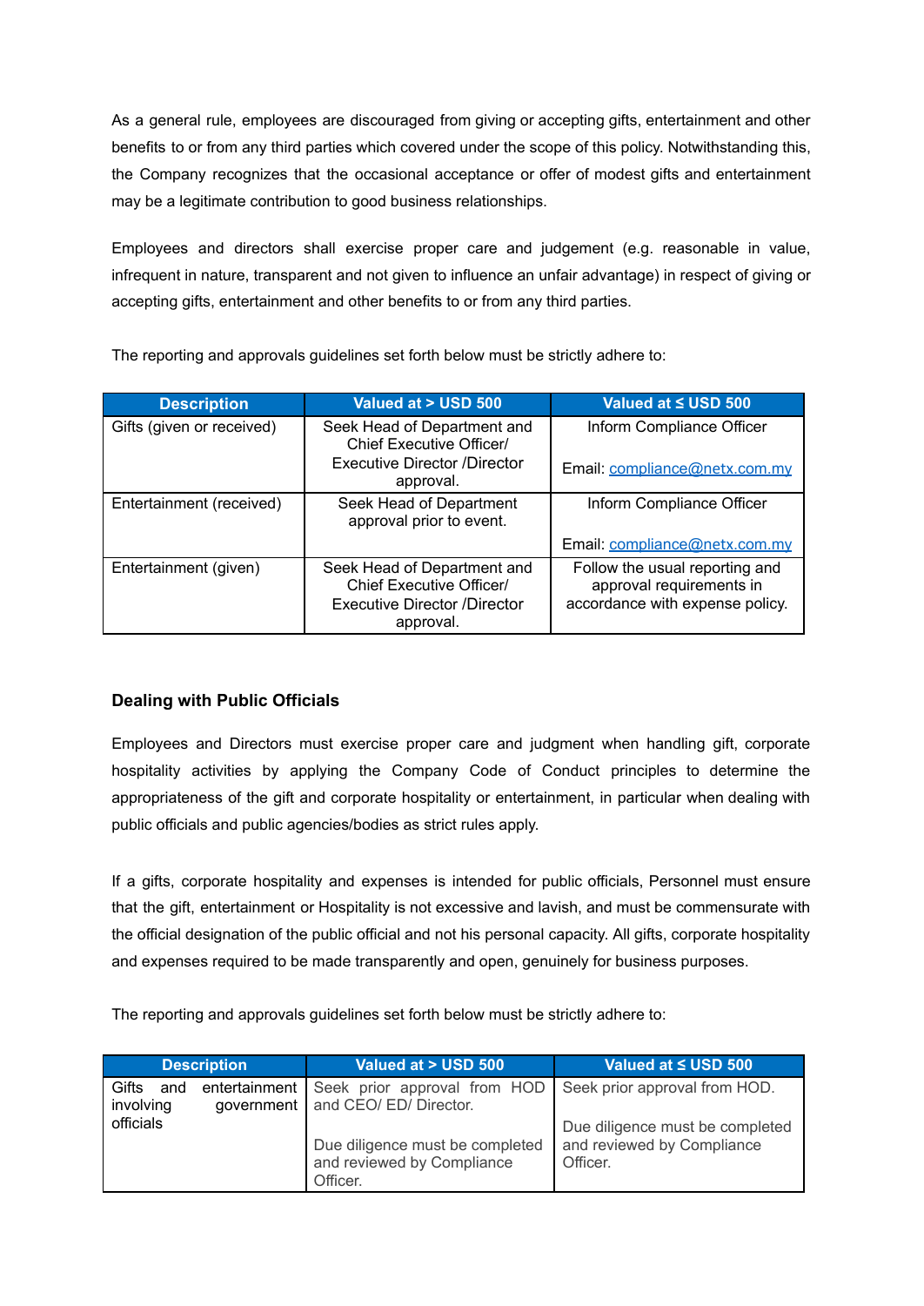As a general rule, employees are discouraged from giving or accepting gifts, entertainment and other benefits to or from any third parties which covered under the scope of this policy. Notwithstanding this, the Company recognizes that the occasional acceptance or offer of modest gifts and entertainment may be a legitimate contribution to good business relationships.

Employees and directors shall exercise proper care and judgement (e.g. reasonable in value, infrequent in nature, transparent and not given to influence an unfair advantage) in respect of giving or accepting gifts, entertainment and other benefits to or from any third parties.

The reporting and approvals guidelines set forth below must be strictly adhere to:

| Description | Valued at > USD 500 | Valued at ≤ USD 500 |
| --- | --- | --- |
| Gifts (given or received) | Seek Head of Department and Chief Executive Officer/ Executive Director /Director approval. | Inform Compliance Officer<br><br>Email: compliance@netx.com.my |
| Entertainment (received) | Seek Head of Department approval prior to event. | Inform Compliance Officer<br><br>Email: compliance@netx.com.my |
| Entertainment (given) | Seek Head of Department and Chief Executive Officer/ Executive Director /Director approval. | Follow the usual reporting and approval requirements in accordance with expense policy. |

### Dealing with Public Officials

Employees and Directors must exercise proper care and judgment when handling gift, corporate hospitality activities by applying the Company Code of Conduct principles to determine the appropriateness of the gift and corporate hospitality or entertainment, in particular when dealing with public officials and public agencies/bodies as strict rules apply.

If a gifts, corporate hospitality and expenses is intended for public officials, Personnel must ensure that the gift, entertainment or Hospitality is not excessive and lavish, and must be commensurate with the official designation of the public official and not his personal capacity. All gifts, corporate hospitality and expenses required to be made transparently and open, genuinely for business purposes.

The reporting and approvals guidelines set forth below must be strictly adhere to:

| Description | Valued at > USD 500 | Valued at ≤ USD 500 |
| --- | --- | --- |
| Gifts and entertainment involving government officials | Seek prior approval from HOD and CEO/ ED/ Director.<br><br>Due diligence must be completed and reviewed by Compliance Officer. | Seek prior approval from HOD.<br><br>Due diligence must be completed and reviewed by Compliance Officer. |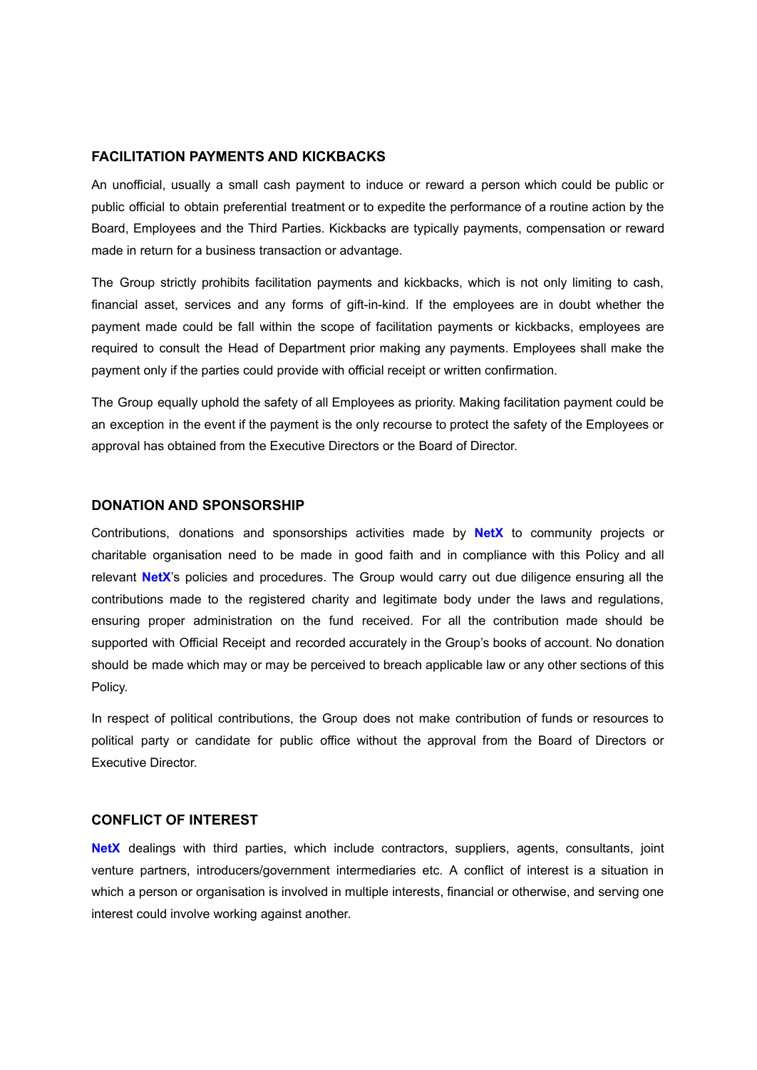## FACILITATION PAYMENTS AND KICKBACKS

An unofficial, usually a small cash payment to induce or reward a person which could be public or public official to obtain preferential treatment or to expedite the performance of a routine action by the Board, Employees and the Third Parties. Kickbacks are typically payments, compensation or reward made in return for a business transaction or advantage.

The Group strictly prohibits facilitation payments and kickbacks, which is not only limiting to cash, financial asset, services and any forms of gift-in-kind. If the employees are in doubt whether the payment made could be fall within the scope of facilitation payments or kickbacks, employees are required to consult the Head of Department prior making any payments. Employees shall make the payment only if the parties could provide with official receipt or written confirmation.

The Group equally uphold the safety of all Employees as priority. Making facilitation payment could be an exception in the event if the payment is the only recourse to protect the safety of the Employees or approval has obtained from the Executive Directors or the Board of Director.

## DONATION AND SPONSORSHIP

Contributions, donations and sponsorships activities made by **NetX** to community projects or charitable organisation need to be made in good faith and in compliance with this Policy and all relevant **NetX**'s policies and procedures. The Group would carry out due diligence ensuring all the contributions made to the registered charity and legitimate body under the laws and regulations, ensuring proper administration on the fund received. For all the contribution made should be supported with Official Receipt and recorded accurately in the Group's books of account. No donation should be made which may or may be perceived to breach applicable law or any other sections of this Policy.

In respect of political contributions, the Group does not make contribution of funds or resources to political party or candidate for public office without the approval from the Board of Directors or Executive Director.

## CONFLICT OF INTEREST

**NetX** dealings with third parties, which include contractors, suppliers, agents, consultants, joint venture partners, introducers/government intermediaries etc. A conflict of interest is a situation in which a person or organisation is involved in multiple interests, financial or otherwise, and serving one interest could involve working against another.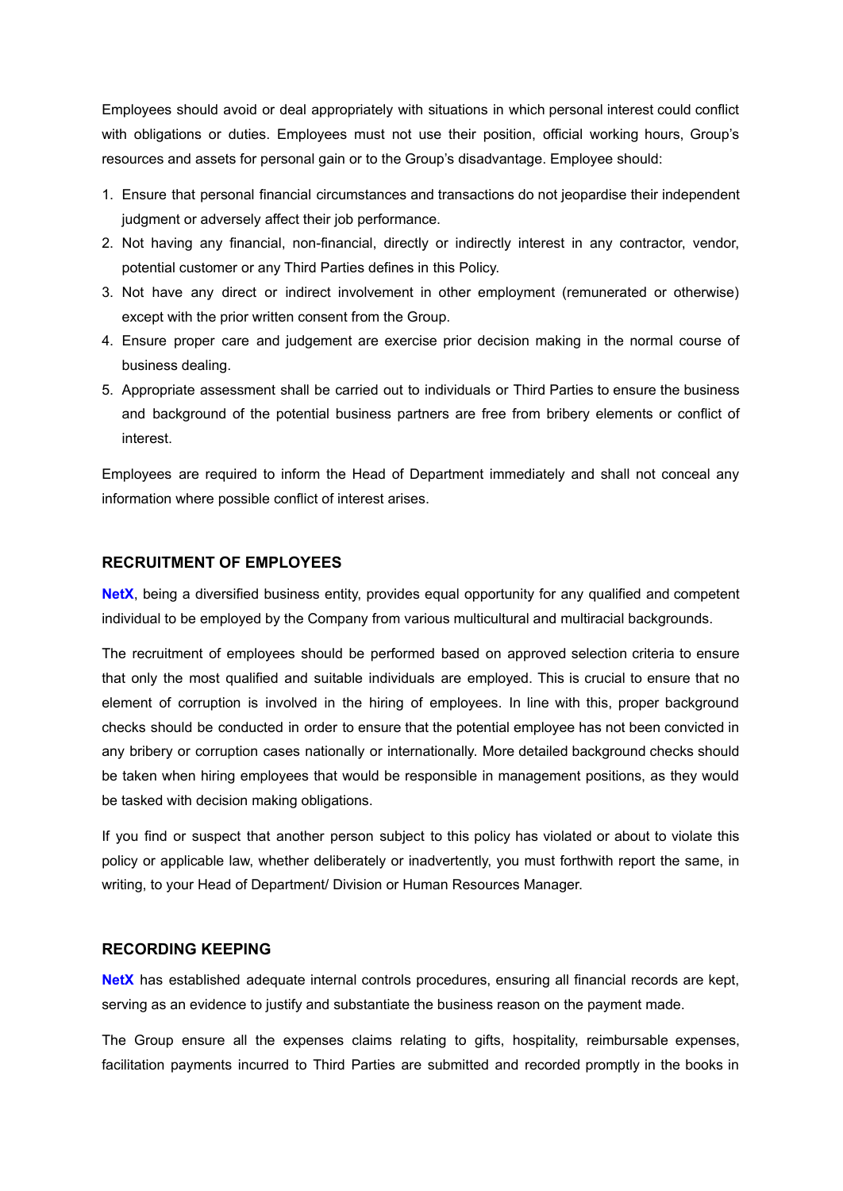Employees should avoid or deal appropriately with situations in which personal interest could conflict with obligations or duties. Employees must not use their position, official working hours, Group's resources and assets for personal gain or to the Group's disadvantage. Employee should:

1. Ensure that personal financial circumstances and transactions do not jeopardise their independent judgment or adversely affect their job performance.
2. Not having any financial, non-financial, directly or indirectly interest in any contractor, vendor, potential customer or any Third Parties defines in this Policy.
3. Not have any direct or indirect involvement in other employment (remunerated or otherwise) except with the prior written consent from the Group.
4. Ensure proper care and judgement are exercise prior decision making in the normal course of business dealing.
5. Appropriate assessment shall be carried out to individuals or Third Parties to ensure the business and background of the potential business partners are free from bribery elements or conflict of interest.

Employees are required to inform the Head of Department immediately and shall not conceal any information where possible conflict of interest arises.

## RECRUITMENT OF EMPLOYEES

**NetX**, being a diversified business entity, provides equal opportunity for any qualified and competent individual to be employed by the Company from various multicultural and multiracial backgrounds.

The recruitment of employees should be performed based on approved selection criteria to ensure that only the most qualified and suitable individuals are employed. This is crucial to ensure that no element of corruption is involved in the hiring of employees. In line with this, proper background checks should be conducted in order to ensure that the potential employee has not been convicted in any bribery or corruption cases nationally or internationally. More detailed background checks should be taken when hiring employees that would be responsible in management positions, as they would be tasked with decision making obligations.

If you find or suspect that another person subject to this policy has violated or about to violate this policy or applicable law, whether deliberately or inadvertently, you must forthwith report the same, in writing, to your Head of Department/ Division or Human Resources Manager.

## RECORDING KEEPING

**NetX** has established adequate internal controls procedures, ensuring all financial records are kept, serving as an evidence to justify and substantiate the business reason on the payment made.

The Group ensure all the expenses claims relating to gifts, hospitality, reimbursable expenses, facilitation payments incurred to Third Parties are submitted and recorded promptly in the books in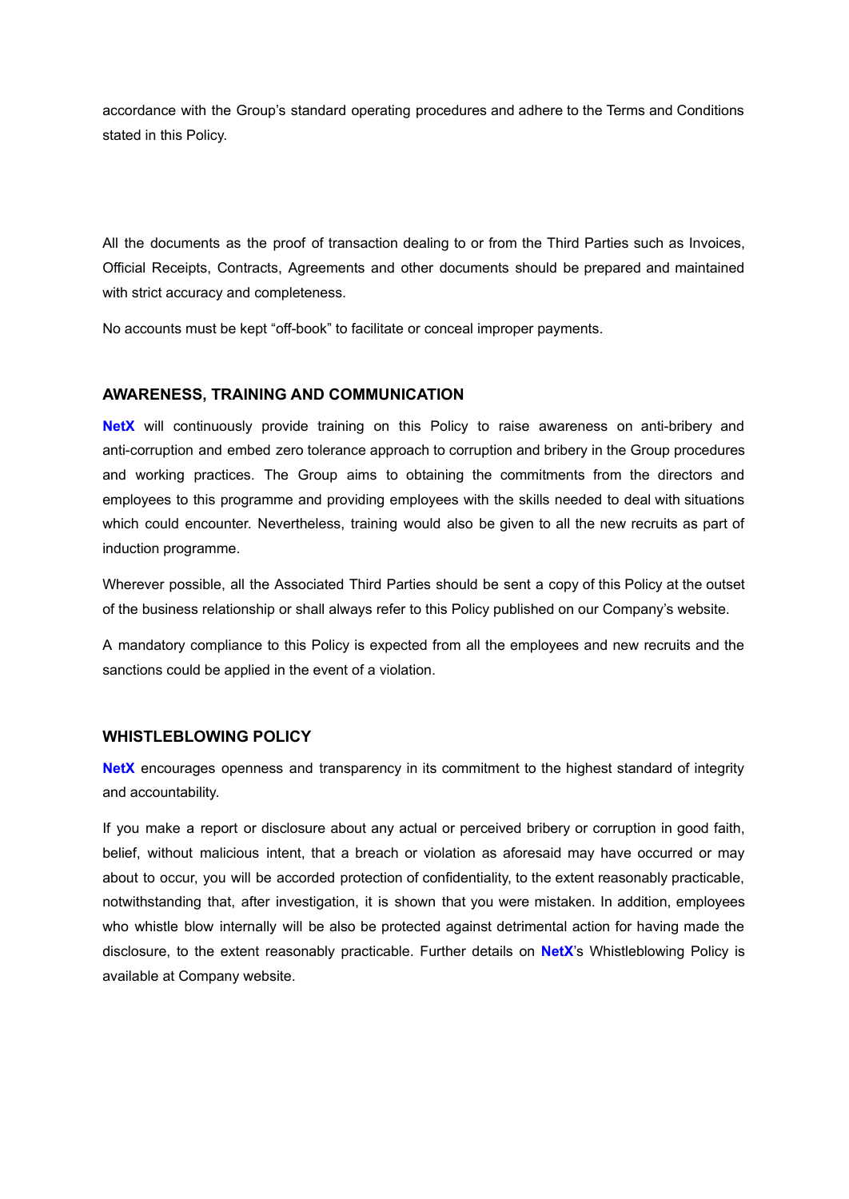accordance with the Group's standard operating procedures and adhere to the Terms and Conditions stated in this Policy.

All the documents as the proof of transaction dealing to or from the Third Parties such as Invoices, Official Receipts, Contracts, Agreements and other documents should be prepared and maintained with strict accuracy and completeness.

No accounts must be kept "off-book" to facilitate or conceal improper payments.

## AWARENESS, TRAINING AND COMMUNICATION

**NetX** will continuously provide training on this Policy to raise awareness on anti-bribery and anti-corruption and embed zero tolerance approach to corruption and bribery in the Group procedures and working practices. The Group aims to obtaining the commitments from the directors and employees to this programme and providing employees with the skills needed to deal with situations which could encounter. Nevertheless, training would also be given to all the new recruits as part of induction programme.

Wherever possible, all the Associated Third Parties should be sent a copy of this Policy at the outset of the business relationship or shall always refer to this Policy published on our Company's website.

A mandatory compliance to this Policy is expected from all the employees and new recruits and the sanctions could be applied in the event of a violation.

## WHISTLEBLOWING POLICY

**NetX** encourages openness and transparency in its commitment to the highest standard of integrity and accountability.

If you make a report or disclosure about any actual or perceived bribery or corruption in good faith, belief, without malicious intent, that a breach or violation as aforesaid may have occurred or may about to occur, you will be accorded protection of confidentiality, to the extent reasonably practicable, notwithstanding that, after investigation, it is shown that you were mistaken. In addition, employees who whistle blow internally will be also be protected against detrimental action for having made the disclosure, to the extent reasonably practicable. Further details on **NetX**'s Whistleblowing Policy is available at Company website.